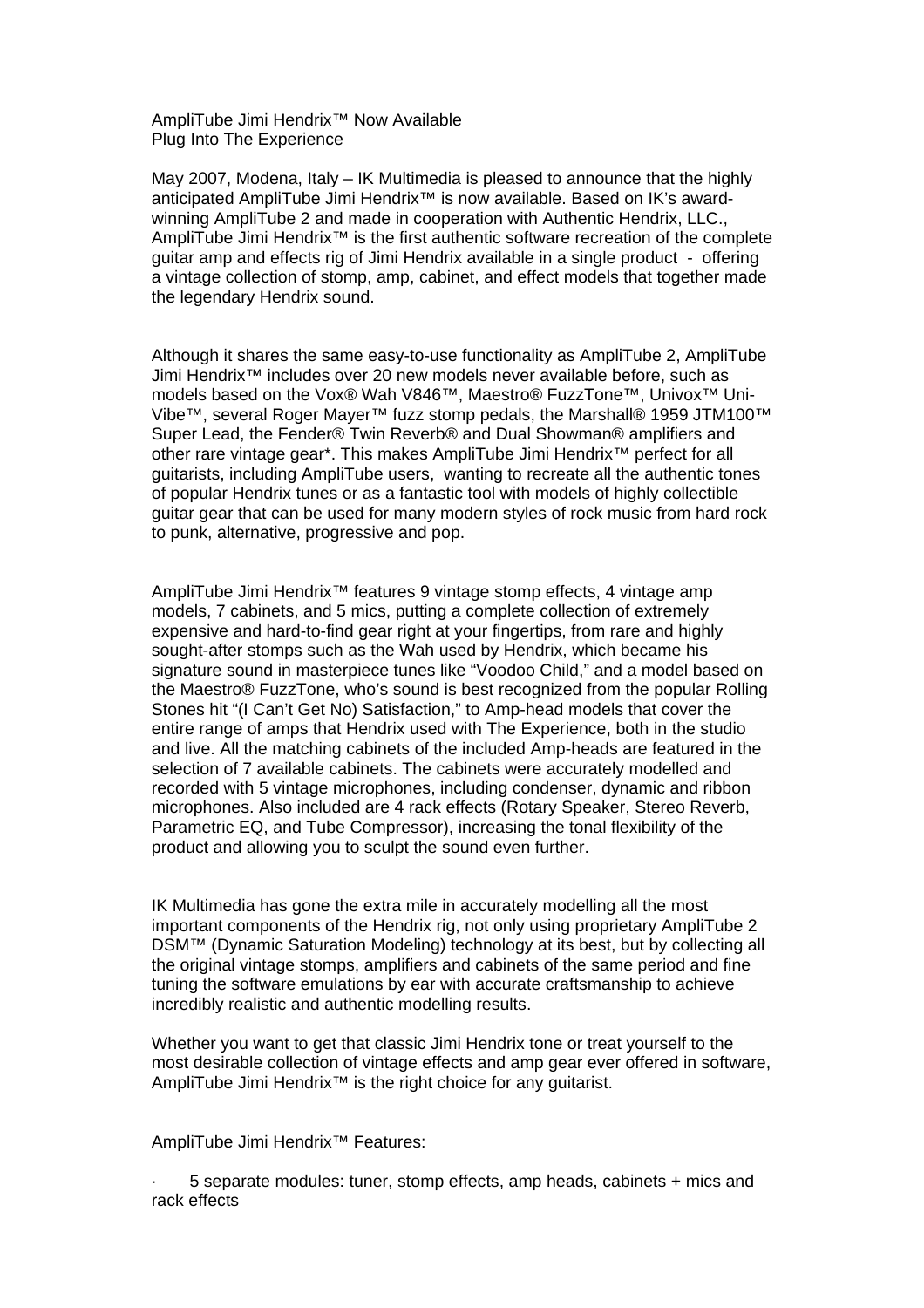AmpliTube Jimi Hendrix™ Now Available
Plug Into The Experience

May 2007, Modena, Italy – IK Multimedia is pleased to announce that the highly anticipated AmpliTube Jimi Hendrix™ is now available. Based on IK's award-winning AmpliTube 2 and made in cooperation with Authentic Hendrix, LLC., AmpliTube Jimi Hendrix™ is the first authentic software recreation of the complete guitar amp and effects rig of Jimi Hendrix available in a single product - offering a vintage collection of stomp, amp, cabinet, and effect models that together made the legendary Hendrix sound.

Although it shares the same easy-to-use functionality as AmpliTube 2, AmpliTube Jimi Hendrix™ includes over 20 new models never available before, such as models based on the Vox® Wah V846™, Maestro® FuzzTone™, Univox™ Uni-Vibe™, several Roger Mayer™ fuzz stomp pedals, the Marshall® 1959 JTM100™ Super Lead, the Fender® Twin Reverb® and Dual Showman® amplifiers and other rare vintage gear*. This makes AmpliTube Jimi Hendrix™ perfect for all guitarists, including AmpliTube users, wanting to recreate all the authentic tones of popular Hendrix tunes or as a fantastic tool with models of highly collectible guitar gear that can be used for many modern styles of rock music from hard rock to punk, alternative, progressive and pop.

AmpliTube Jimi Hendrix™ features 9 vintage stomp effects, 4 vintage amp models, 7 cabinets, and 5 mics, putting a complete collection of extremely expensive and hard-to-find gear right at your fingertips, from rare and highly sought-after stomps such as the Wah used by Hendrix, which became his signature sound in masterpiece tunes like "Voodoo Child," and a model based on the Maestro® FuzzTone, who's sound is best recognized from the popular Rolling Stones hit "(I Can't Get No) Satisfaction," to Amp-head models that cover the entire range of amps that Hendrix used with The Experience, both in the studio and live. All the matching cabinets of the included Amp-heads are featured in the selection of 7 available cabinets. The cabinets were accurately modelled and recorded with 5 vintage microphones, including condenser, dynamic and ribbon microphones. Also included are 4 rack effects (Rotary Speaker, Stereo Reverb, Parametric EQ, and Tube Compressor), increasing the tonal flexibility of the product and allowing you to sculpt the sound even further.

IK Multimedia has gone the extra mile in accurately modelling all the most important components of the Hendrix rig, not only using proprietary AmpliTube 2 DSM™ (Dynamic Saturation Modeling) technology at its best, but by collecting all the original vintage stomps, amplifiers and cabinets of the same period and fine tuning the software emulations by ear with accurate craftsmanship to achieve incredibly realistic and authentic modelling results.

Whether you want to get that classic Jimi Hendrix tone or treat yourself to the most desirable collection of vintage effects and amp gear ever offered in software, AmpliTube Jimi Hendrix™ is the right choice for any guitarist.

AmpliTube Jimi Hendrix™ Features:

- 5 separate modules: tuner, stomp effects, amp heads, cabinets + mics and rack effects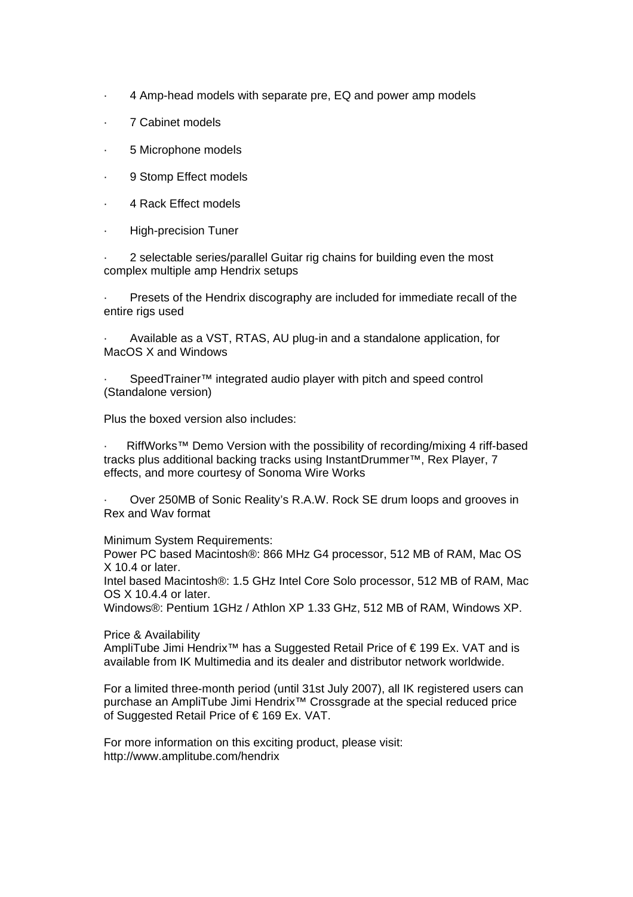- 4 Amp-head models with separate pre, EQ and power amp models
- 7 Cabinet models
- 5 Microphone models
- 9 Stomp Effect models
- 4 Rack Effect models
- High-precision Tuner
- 2 selectable series/parallel Guitar rig chains for building even the most complex multiple amp Hendrix setups
- Presets of the Hendrix discography are included for immediate recall of the entire rigs used
- Available as a VST, RTAS, AU plug-in and a standalone application, for MacOS X and Windows
- SpeedTrainer™ integrated audio player with pitch and speed control (Standalone version)

Plus the boxed version also includes:

- RiffWorks™ Demo Version with the possibility of recording/mixing 4 riff-based tracks plus additional backing tracks using InstantDrummer™, Rex Player, 7 effects, and more courtesy of Sonoma Wire Works
- Over 250MB of Sonic Reality's R.A.W. Rock SE drum loops and grooves in Rex and Wav format

Minimum System Requirements:
Power PC based Macintosh®: 866 MHz G4 processor, 512 MB of RAM, Mac OS X 10.4 or later.
Intel based Macintosh®: 1.5 GHz Intel Core Solo processor, 512 MB of RAM, Mac OS X 10.4.4 or later.
Windows®: Pentium 1GHz / Athlon XP 1.33 GHz, 512 MB of RAM, Windows XP.

Price & Availability
AmpliTube Jimi Hendrix™ has a Suggested Retail Price of € 199 Ex. VAT and is available from IK Multimedia and its dealer and distributor network worldwide.

For a limited three-month period (until 31st July 2007), all IK registered users can purchase an AmpliTube Jimi Hendrix™ Crossgrade at the special reduced price of Suggested Retail Price of € 169 Ex. VAT.

For more information on this exciting product, please visit:
http://www.amplitube.com/hendrix